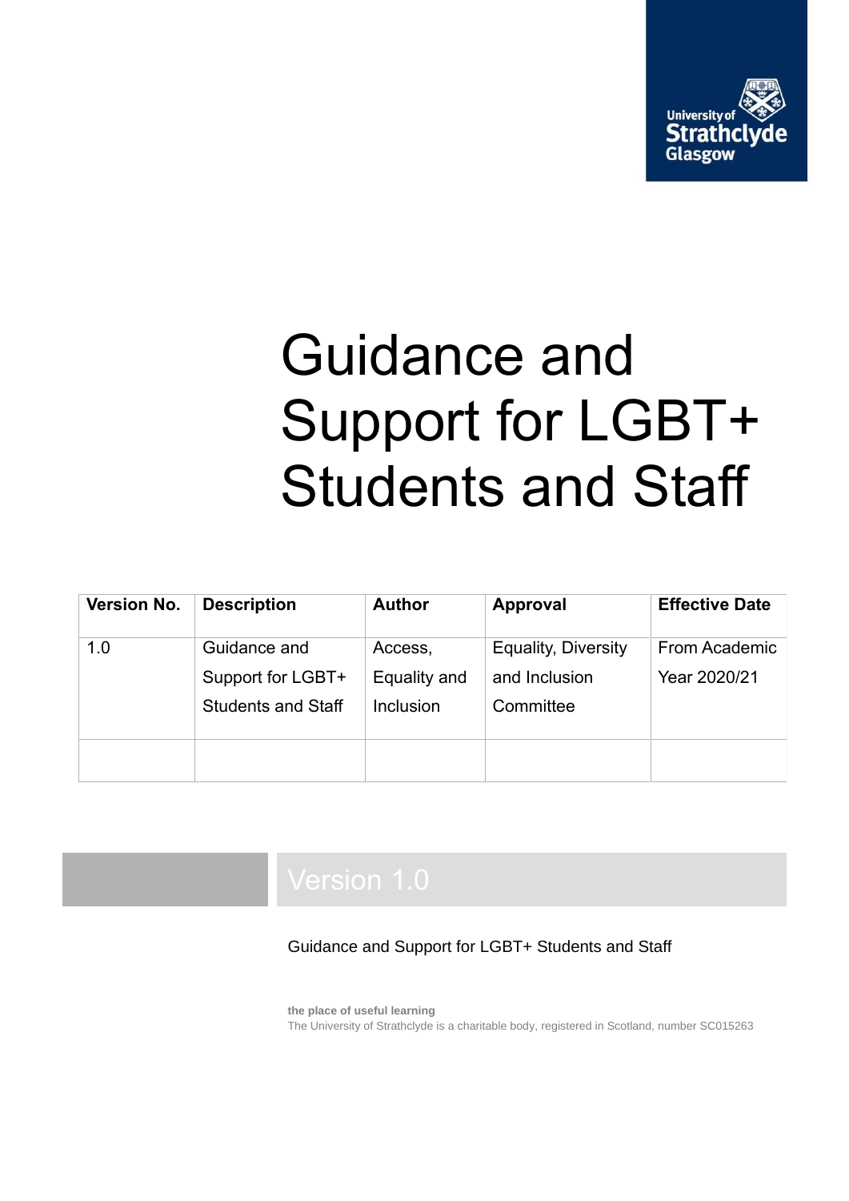University of Strathclyde Glasgow

# Guidance and Support for LGBT+ Students and Staff

| Version No. | Description | Author | Approval | Effective Date |
|---|---|---|---|---|
| 1.0 | Guidance and Support for LGBT+ Students and Staff | Access, Equality and Inclusion | Equality, Diversity and Inclusion Committee | From Academic Year 2020/21 |
| | | | | |

Version 1.0

Guidance and Support for LGBT+ Students and Staff

**the place of useful learning**
The University of Strathclyde is a charitable body, registered in Scotland, number SC015263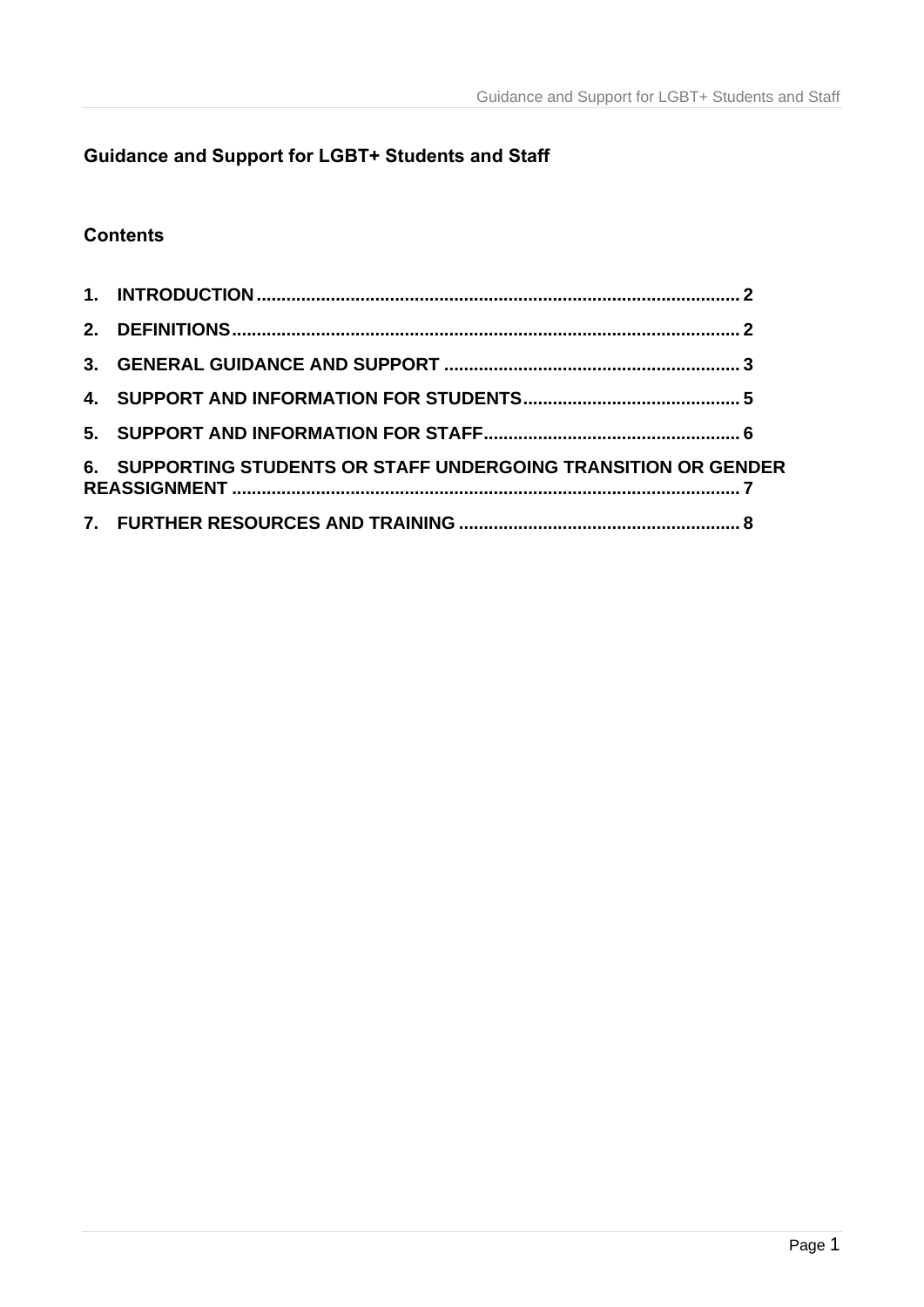**Guidance and Support for LGBT+ Students and Staff**

**Contents**

**1. INTRODUCTION ............................................................ 2**

**2. DEFINITIONS ............................................................ 2**

**3. GENERAL GUIDANCE AND SUPPORT ............................................................ 3**

**4. SUPPORT AND INFORMATION FOR STUDENTS ............................................................ 5**

**5. SUPPORT AND INFORMATION FOR STAFF ............................................................ 6**

**6. SUPPORTING STUDENTS OR STAFF UNDERGOING TRANSITION OR GENDER REASSIGNMENT ............................................................ 7**

**7. FURTHER RESOURCES AND TRAINING ............................................................ 8**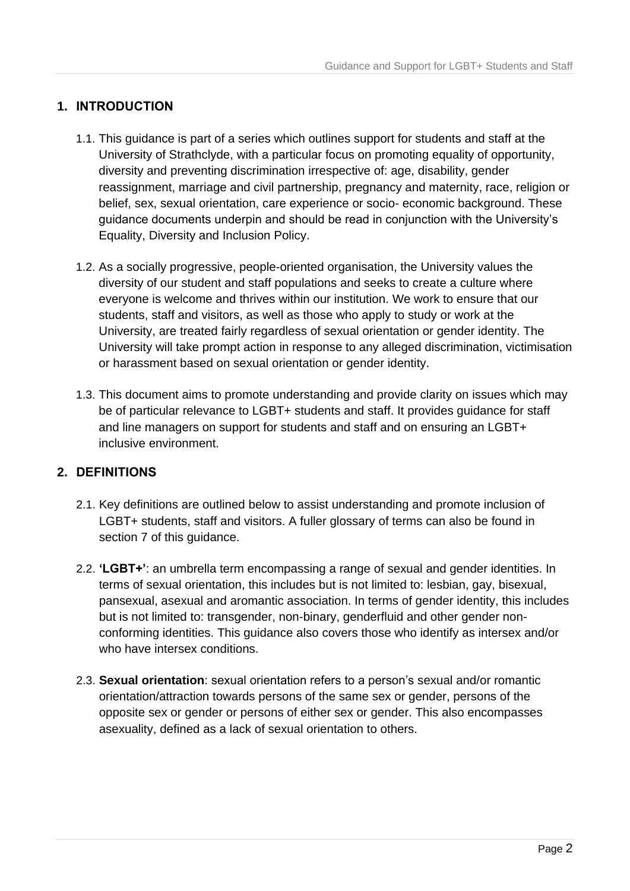## 1. INTRODUCTION

1.1. This guidance is part of a series which outlines support for students and staff at the University of Strathclyde, with a particular focus on promoting equality of opportunity, diversity and preventing discrimination irrespective of: age, disability, gender reassignment, marriage and civil partnership, pregnancy and maternity, race, religion or belief, sex, sexual orientation, care experience or socio- economic background. These guidance documents underpin and should be read in conjunction with the University's Equality, Diversity and Inclusion Policy.

1.2. As a socially progressive, people-oriented organisation, the University values the diversity of our student and staff populations and seeks to create a culture where everyone is welcome and thrives within our institution. We work to ensure that our students, staff and visitors, as well as those who apply to study or work at the University, are treated fairly regardless of sexual orientation or gender identity. The University will take prompt action in response to any alleged discrimination, victimisation or harassment based on sexual orientation or gender identity.

1.3. This document aims to promote understanding and provide clarity on issues which may be of particular relevance to LGBT+ students and staff. It provides guidance for staff and line managers on support for students and staff and on ensuring an LGBT+ inclusive environment.

## 2. DEFINITIONS

2.1. Key definitions are outlined below to assist understanding and promote inclusion of LGBT+ students, staff and visitors. A fuller glossary of terms can also be found in section 7 of this guidance.

2.2. **'LGBT+'**: an umbrella term encompassing a range of sexual and gender identities. In terms of sexual orientation, this includes but is not limited to: lesbian, gay, bisexual, pansexual, asexual and aromantic association. In terms of gender identity, this includes but is not limited to: transgender, non-binary, genderfluid and other gender non-conforming identities. This guidance also covers those who identify as intersex and/or who have intersex conditions.

2.3. **Sexual orientation**: sexual orientation refers to a person's sexual and/or romantic orientation/attraction towards persons of the same sex or gender, persons of the opposite sex or gender or persons of either sex or gender. This also encompasses asexuality, defined as a lack of sexual orientation to others.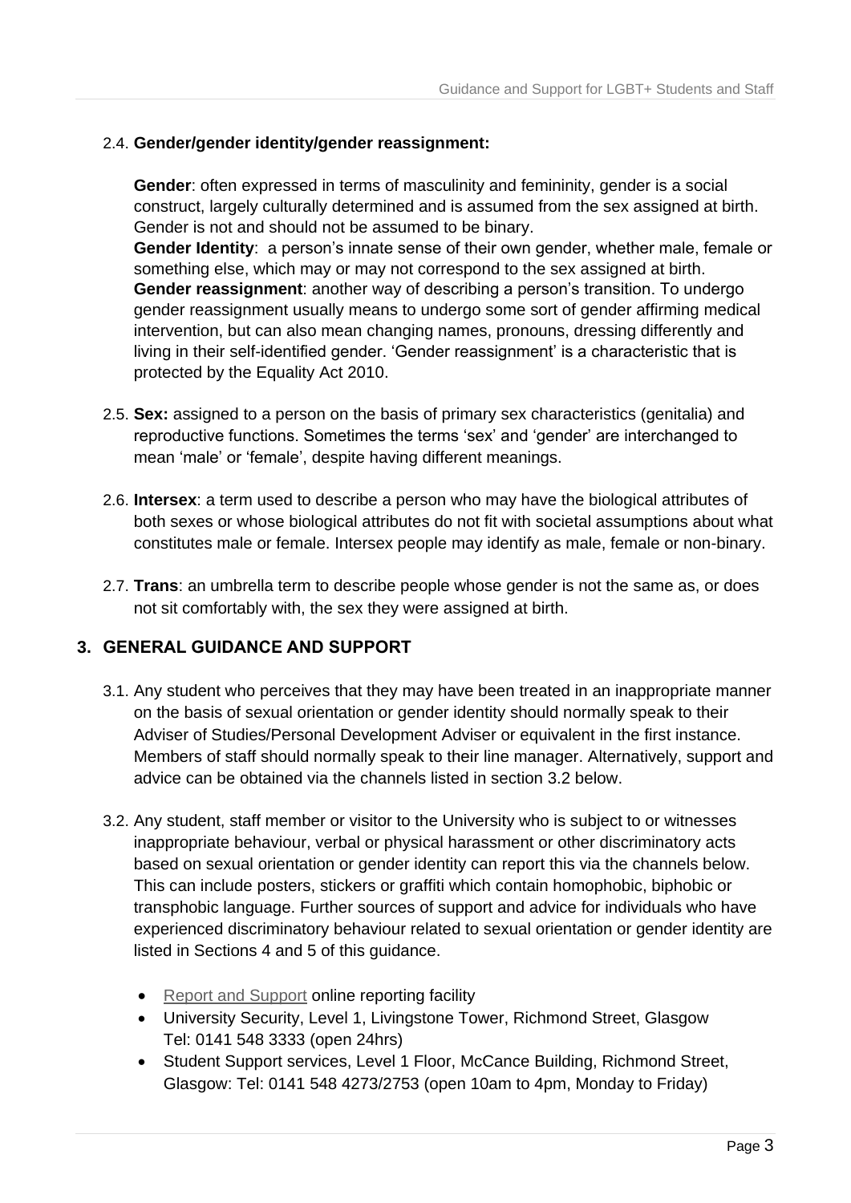2.4. **Gender/gender identity/gender reassignment:**

**Gender**: often expressed in terms of masculinity and femininity, gender is a social construct, largely culturally determined and is assumed from the sex assigned at birth. Gender is not and should not be assumed to be binary.
**Gender Identity**: a person's innate sense of their own gender, whether male, female or something else, which may or may not correspond to the sex assigned at birth.
**Gender reassignment**: another way of describing a person's transition. To undergo gender reassignment usually means to undergo some sort of gender affirming medical intervention, but can also mean changing names, pronouns, dressing differently and living in their self-identified gender. 'Gender reassignment' is a characteristic that is protected by the Equality Act 2010.

2.5. **Sex:** assigned to a person on the basis of primary sex characteristics (genitalia) and reproductive functions. Sometimes the terms 'sex' and 'gender' are interchanged to mean 'male' or 'female', despite having different meanings.

2.6. **Intersex**: a term used to describe a person who may have the biological attributes of both sexes or whose biological attributes do not fit with societal assumptions about what constitutes male or female. Intersex people may identify as male, female or non-binary.

2.7. **Trans**: an umbrella term to describe people whose gender is not the same as, or does not sit comfortably with, the sex they were assigned at birth.

## 3. GENERAL GUIDANCE AND SUPPORT

3.1. Any student who perceives that they may have been treated in an inappropriate manner on the basis of sexual orientation or gender identity should normally speak to their Adviser of Studies/Personal Development Adviser or equivalent in the first instance. Members of staff should normally speak to their line manager. Alternatively, support and advice can be obtained via the channels listed in section 3.2 below.

3.2. Any student, staff member or visitor to the University who is subject to or witnesses inappropriate behaviour, verbal or physical harassment or other discriminatory acts based on sexual orientation or gender identity can report this via the channels below. This can include posters, stickers or graffiti which contain homophobic, biphobic or transphobic language. Further sources of support and advice for individuals who have experienced discriminatory behaviour related to sexual orientation or gender identity are listed in Sections 4 and 5 of this guidance.

- Report and Support online reporting facility
- University Security, Level 1, Livingstone Tower, Richmond Street, Glasgow Tel: 0141 548 3333 (open 24hrs)
- Student Support services, Level 1 Floor, McCance Building, Richmond Street, Glasgow: Tel: 0141 548 4273/2753 (open 10am to 4pm, Monday to Friday)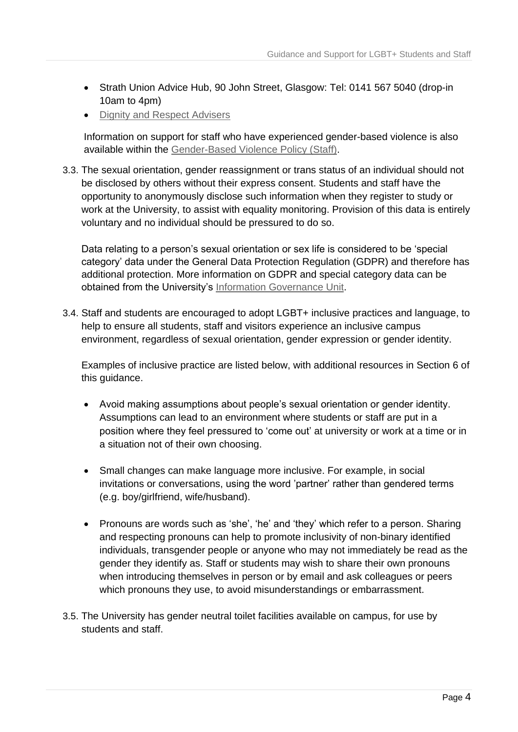- Strath Union Advice Hub, 90 John Street, Glasgow: Tel: 0141 567 5040 (drop-in 10am to 4pm)
- Dignity and Respect Advisers

Information on support for staff who have experienced gender-based violence is also available within the Gender-Based Violence Policy (Staff).

3.3. The sexual orientation, gender reassignment or trans status of an individual should not be disclosed by others without their express consent. Students and staff have the opportunity to anonymously disclose such information when they register to study or work at the University, to assist with equality monitoring. Provision of this data is entirely voluntary and no individual should be pressured to do so.

Data relating to a person's sexual orientation or sex life is considered to be 'special category' data under the General Data Protection Regulation (GDPR) and therefore has additional protection. More information on GDPR and special category data can be obtained from the University's Information Governance Unit.

3.4. Staff and students are encouraged to adopt LGBT+ inclusive practices and language, to help to ensure all students, staff and visitors experience an inclusive campus environment, regardless of sexual orientation, gender expression or gender identity.

Examples of inclusive practice are listed below, with additional resources in Section 6 of this guidance.

- Avoid making assumptions about people's sexual orientation or gender identity. Assumptions can lead to an environment where students or staff are put in a position where they feel pressured to 'come out' at university or work at a time or in a situation not of their own choosing.

- Small changes can make language more inclusive. For example, in social invitations or conversations, using the word 'partner' rather than gendered terms (e.g. boy/girlfriend, wife/husband).

- Pronouns are words such as 'she', 'he' and 'they' which refer to a person. Sharing and respecting pronouns can help to promote inclusivity of non-binary identified individuals, transgender people or anyone who may not immediately be read as the gender they identify as. Staff or students may wish to share their own pronouns when introducing themselves in person or by email and ask colleagues or peers which pronouns they use, to avoid misunderstandings or embarrassment.

3.5. The University has gender neutral toilet facilities available on campus, for use by students and staff.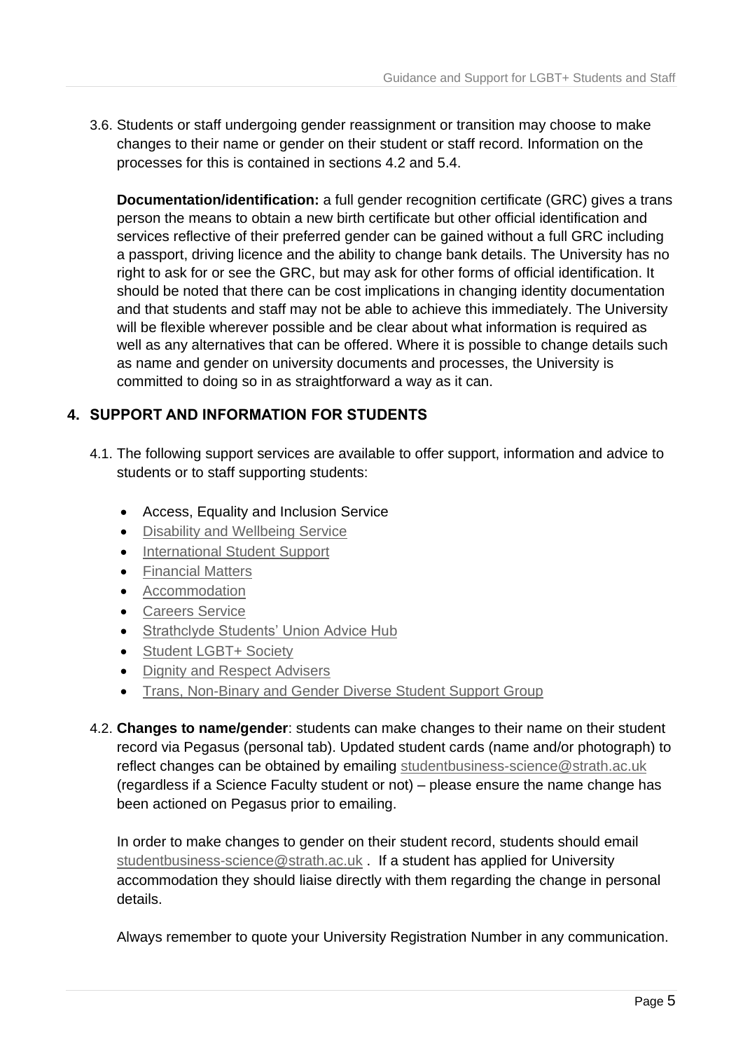3.6. Students or staff undergoing gender reassignment or transition may choose to make changes to their name or gender on their student or staff record. Information on the processes for this is contained in sections 4.2 and 5.4.

**Documentation/identification:** a full gender recognition certificate (GRC) gives a trans person the means to obtain a new birth certificate but other official identification and services reflective of their preferred gender can be gained without a full GRC including a passport, driving licence and the ability to change bank details. The University has no right to ask for or see the GRC, but may ask for other forms of official identification. It should be noted that there can be cost implications in changing identity documentation and that students and staff may not be able to achieve this immediately. The University will be flexible wherever possible and be clear about what information is required as well as any alternatives that can be offered. Where it is possible to change details such as name and gender on university documents and processes, the University is committed to doing so in as straightforward a way as it can.

## 4. SUPPORT AND INFORMATION FOR STUDENTS

4.1. The following support services are available to offer support, information and advice to students or to staff supporting students:

- Access, Equality and Inclusion Service
- Disability and Wellbeing Service
- International Student Support
- Financial Matters
- Accommodation
- Careers Service
- Strathclyde Students' Union Advice Hub
- Student LGBT+ Society
- Dignity and Respect Advisers
- Trans, Non-Binary and Gender Diverse Student Support Group

4.2. **Changes to name/gender**: students can make changes to their name on their student record via Pegasus (personal tab). Updated student cards (name and/or photograph) to reflect changes can be obtained by emailing studentbusiness-science@strath.ac.uk (regardless if a Science Faculty student or not) – please ensure the name change has been actioned on Pegasus prior to emailing.

In order to make changes to gender on their student record, students should email studentbusiness-science@strath.ac.uk . If a student has applied for University accommodation they should liaise directly with them regarding the change in personal details.

Always remember to quote your University Registration Number in any communication.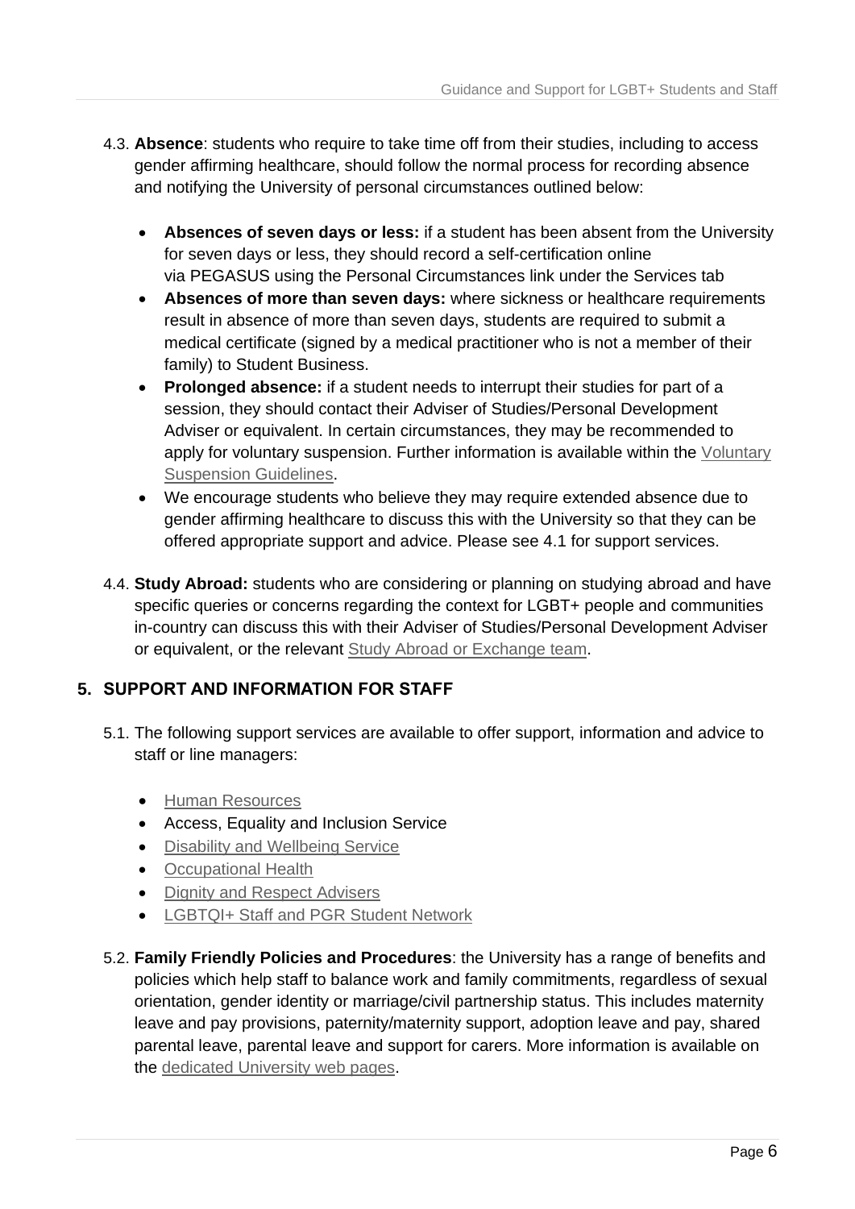4.3. **Absence**: students who require to take time off from their studies, including to access gender affirming healthcare, should follow the normal process for recording absence and notifying the University of personal circumstances outlined below:

- **Absences of seven days or less:** if a student has been absent from the University for seven days or less, they should record a self-certification online via PEGASUS using the Personal Circumstances link under the Services tab
- **Absences of more than seven days:** where sickness or healthcare requirements result in absence of more than seven days, students are required to submit a medical certificate (signed by a medical practitioner who is not a member of their family) to Student Business.
- **Prolonged absence:** if a student needs to interrupt their studies for part of a session, they should contact their Adviser of Studies/Personal Development Adviser or equivalent. In certain circumstances, they may be recommended to apply for voluntary suspension. Further information is available within the Voluntary Suspension Guidelines.
- We encourage students who believe they may require extended absence due to gender affirming healthcare to discuss this with the University so that they can be offered appropriate support and advice. Please see 4.1 for support services.

4.4. **Study Abroad:** students who are considering or planning on studying abroad and have specific queries or concerns regarding the context for LGBT+ people and communities in-country can discuss this with their Adviser of Studies/Personal Development Adviser or equivalent, or the relevant Study Abroad or Exchange team.

## 5. SUPPORT AND INFORMATION FOR STAFF

5.1. The following support services are available to offer support, information and advice to staff or line managers:

- Human Resources
- Access, Equality and Inclusion Service
- Disability and Wellbeing Service
- Occupational Health
- Dignity and Respect Advisers
- LGBTQI+ Staff and PGR Student Network

5.2. **Family Friendly Policies and Procedures**: the University has a range of benefits and policies which help staff to balance work and family commitments, regardless of sexual orientation, gender identity or marriage/civil partnership status. This includes maternity leave and pay provisions, paternity/maternity support, adoption leave and pay, shared parental leave, parental leave and support for carers. More information is available on the dedicated University web pages.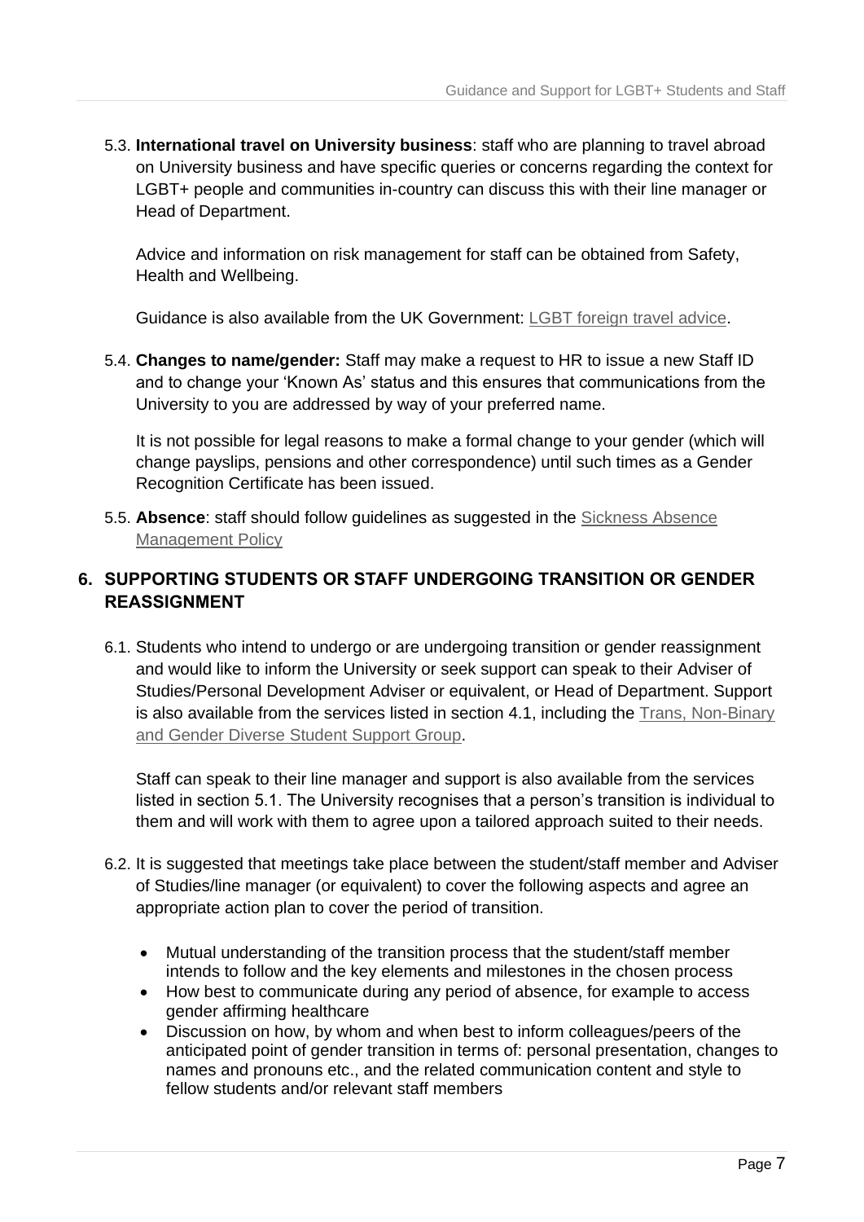5.3. **International travel on University business**: staff who are planning to travel abroad on University business and have specific queries or concerns regarding the context for LGBT+ people and communities in-country can discuss this with their line manager or Head of Department.

Advice and information on risk management for staff can be obtained from Safety, Health and Wellbeing.

Guidance is also available from the UK Government: LGBT foreign travel advice.

5.4. **Changes to name/gender:** Staff may make a request to HR to issue a new Staff ID and to change your 'Known As' status and this ensures that communications from the University to you are addressed by way of your preferred name.

It is not possible for legal reasons to make a formal change to your gender (which will change payslips, pensions and other correspondence) until such times as a Gender Recognition Certificate has been issued.

5.5. **Absence**: staff should follow guidelines as suggested in the Sickness Absence Management Policy

## 6. SUPPORTING STUDENTS OR STAFF UNDERGOING TRANSITION OR GENDER REASSIGNMENT

6.1. Students who intend to undergo or are undergoing transition or gender reassignment and would like to inform the University or seek support can speak to their Adviser of Studies/Personal Development Adviser or equivalent, or Head of Department. Support is also available from the services listed in section 4.1, including the Trans, Non-Binary and Gender Diverse Student Support Group.

Staff can speak to their line manager and support is also available from the services listed in section 5.1. The University recognises that a person's transition is individual to them and will work with them to agree upon a tailored approach suited to their needs.

6.2. It is suggested that meetings take place between the student/staff member and Adviser of Studies/line manager (or equivalent) to cover the following aspects and agree an appropriate action plan to cover the period of transition.

- Mutual understanding of the transition process that the student/staff member intends to follow and the key elements and milestones in the chosen process
- How best to communicate during any period of absence, for example to access gender affirming healthcare
- Discussion on how, by whom and when best to inform colleagues/peers of the anticipated point of gender transition in terms of: personal presentation, changes to names and pronouns etc., and the related communication content and style to fellow students and/or relevant staff members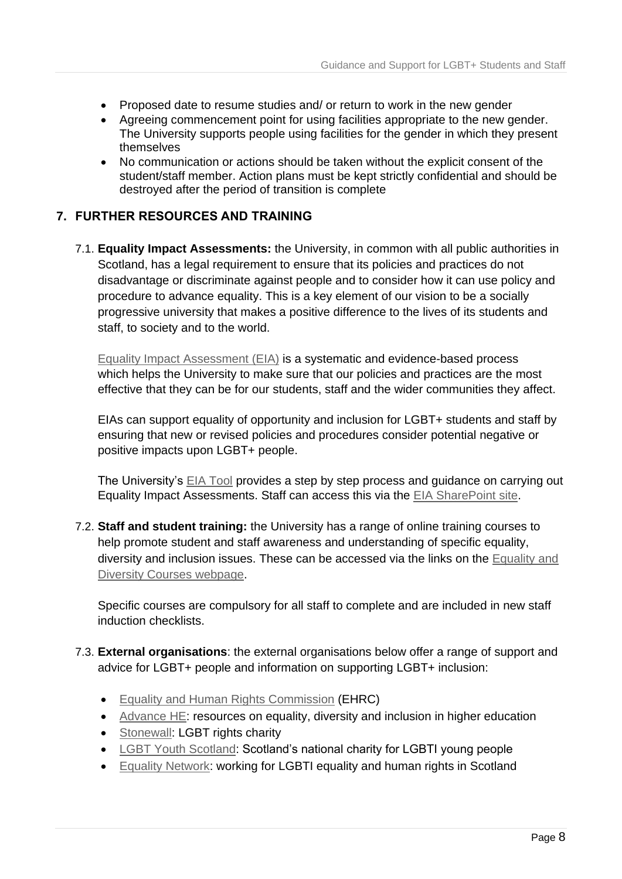- Proposed date to resume studies and/ or return to work in the new gender
- Agreeing commencement point for using facilities appropriate to the new gender. The University supports people using facilities for the gender in which they present themselves
- No communication or actions should be taken without the explicit consent of the student/staff member. Action plans must be kept strictly confidential and should be destroyed after the period of transition is complete

## 7. FURTHER RESOURCES AND TRAINING

7.1. **Equality Impact Assessments:** the University, in common with all public authorities in Scotland, has a legal requirement to ensure that its policies and practices do not disadvantage or discriminate against people and to consider how it can use policy and procedure to advance equality. This is a key element of our vision to be a socially progressive university that makes a positive difference to the lives of its students and staff, to society and to the world.

Equality Impact Assessment (EIA) is a systematic and evidence-based process which helps the University to make sure that our policies and practices are the most effective that they can be for our students, staff and the wider communities they affect.

EIAs can support equality of opportunity and inclusion for LGBT+ students and staff by ensuring that new or revised policies and procedures consider potential negative or positive impacts upon LGBT+ people.

The University's EIA Tool provides a step by step process and guidance on carrying out Equality Impact Assessments. Staff can access this via the EIA SharePoint site.

7.2. **Staff and student training:** the University has a range of online training courses to help promote student and staff awareness and understanding of specific equality, diversity and inclusion issues. These can be accessed via the links on the Equality and Diversity Courses webpage.

Specific courses are compulsory for all staff to complete and are included in new staff induction checklists.

7.3. **External organisations**: the external organisations below offer a range of support and advice for LGBT+ people and information on supporting LGBT+ inclusion:

- Equality and Human Rights Commission (EHRC)
- Advance HE: resources on equality, diversity and inclusion in higher education
- Stonewall: LGBT rights charity
- LGBT Youth Scotland: Scotland's national charity for LGBTI young people
- Equality Network: working for LGBTI equality and human rights in Scotland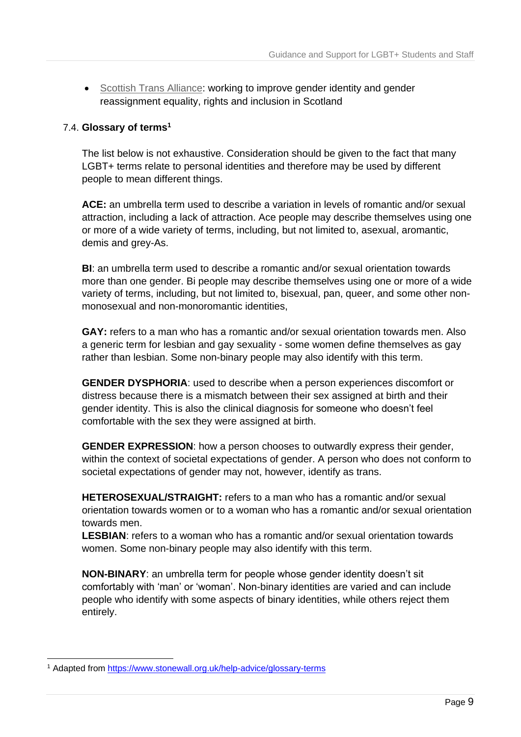- Scottish Trans Alliance: working to improve gender identity and gender reassignment equality, rights and inclusion in Scotland

### 7.4. Glossary of terms[1]

The list below is not exhaustive. Consideration should be given to the fact that many LGBT+ terms relate to personal identities and therefore may be used by different people to mean different things.

**ACE:** an umbrella term used to describe a variation in levels of romantic and/or sexual attraction, including a lack of attraction. Ace people may describe themselves using one or more of a wide variety of terms, including, but not limited to, asexual, aromantic, demis and grey-As.

**BI**: an umbrella term used to describe a romantic and/or sexual orientation towards more than one gender. Bi people may describe themselves using one or more of a wide variety of terms, including, but not limited to, bisexual, pan, queer, and some other non-monosexual and non-monoromantic identities,

**GAY:** refers to a man who has a romantic and/or sexual orientation towards men. Also a generic term for lesbian and gay sexuality - some women define themselves as gay rather than lesbian. Some non-binary people may also identify with this term.

**GENDER DYSPHORIA**: used to describe when a person experiences discomfort or distress because there is a mismatch between their sex assigned at birth and their gender identity. This is also the clinical diagnosis for someone who doesn't feel comfortable with the sex they were assigned at birth.

**GENDER EXPRESSION**: how a person chooses to outwardly express their gender, within the context of societal expectations of gender. A person who does not conform to societal expectations of gender may not, however, identify as trans.

**HETEROSEXUAL/STRAIGHT:** refers to a man who has a romantic and/or sexual orientation towards women or to a woman who has a romantic and/or sexual orientation towards men.

**LESBIAN**: refers to a woman who has a romantic and/or sexual orientation towards women. Some non-binary people may also identify with this term.

**NON-BINARY**: an umbrella term for people whose gender identity doesn't sit comfortably with 'man' or 'woman'. Non-binary identities are varied and can include people who identify with some aspects of binary identities, while others reject them entirely.

---

[1] Adapted from https://www.stonewall.org.uk/help-advice/glossary-terms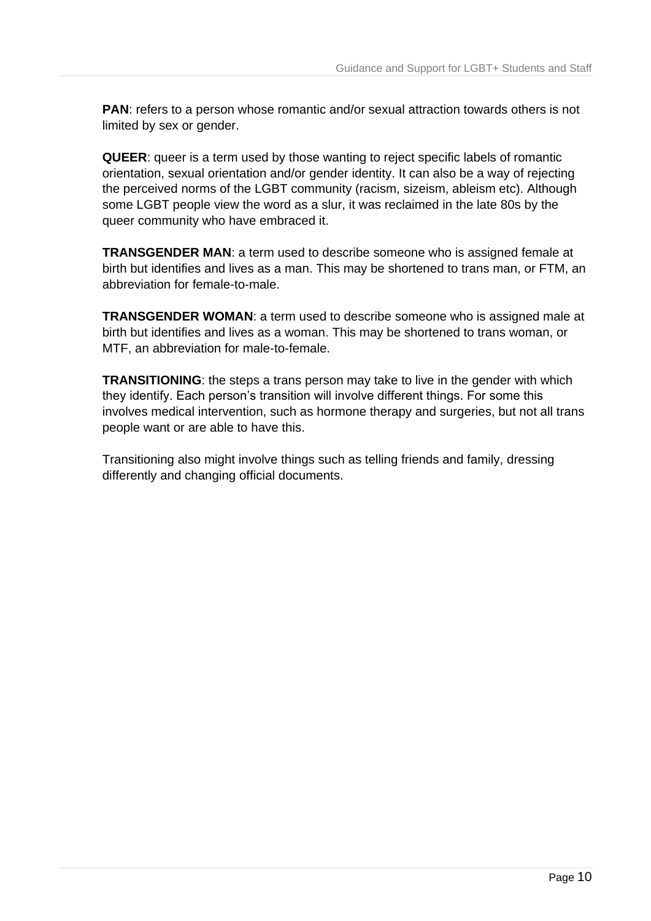**PAN**: refers to a person whose romantic and/or sexual attraction towards others is not limited by sex or gender.

**QUEER**: queer is a term used by those wanting to reject specific labels of romantic orientation, sexual orientation and/or gender identity. It can also be a way of rejecting the perceived norms of the LGBT community (racism, sizeism, ableism etc). Although some LGBT people view the word as a slur, it was reclaimed in the late 80s by the queer community who have embraced it.

**TRANSGENDER MAN**: a term used to describe someone who is assigned female at birth but identifies and lives as a man. This may be shortened to trans man, or FTM, an abbreviation for female-to-male.

**TRANSGENDER WOMAN**: a term used to describe someone who is assigned male at birth but identifies and lives as a woman. This may be shortened to trans woman, or MTF, an abbreviation for male-to-female.

**TRANSITIONING**: the steps a trans person may take to live in the gender with which they identify. Each person's transition will involve different things. For some this involves medical intervention, such as hormone therapy and surgeries, but not all trans people want or are able to have this.

Transitioning also might involve things such as telling friends and family, dressing differently and changing official documents.